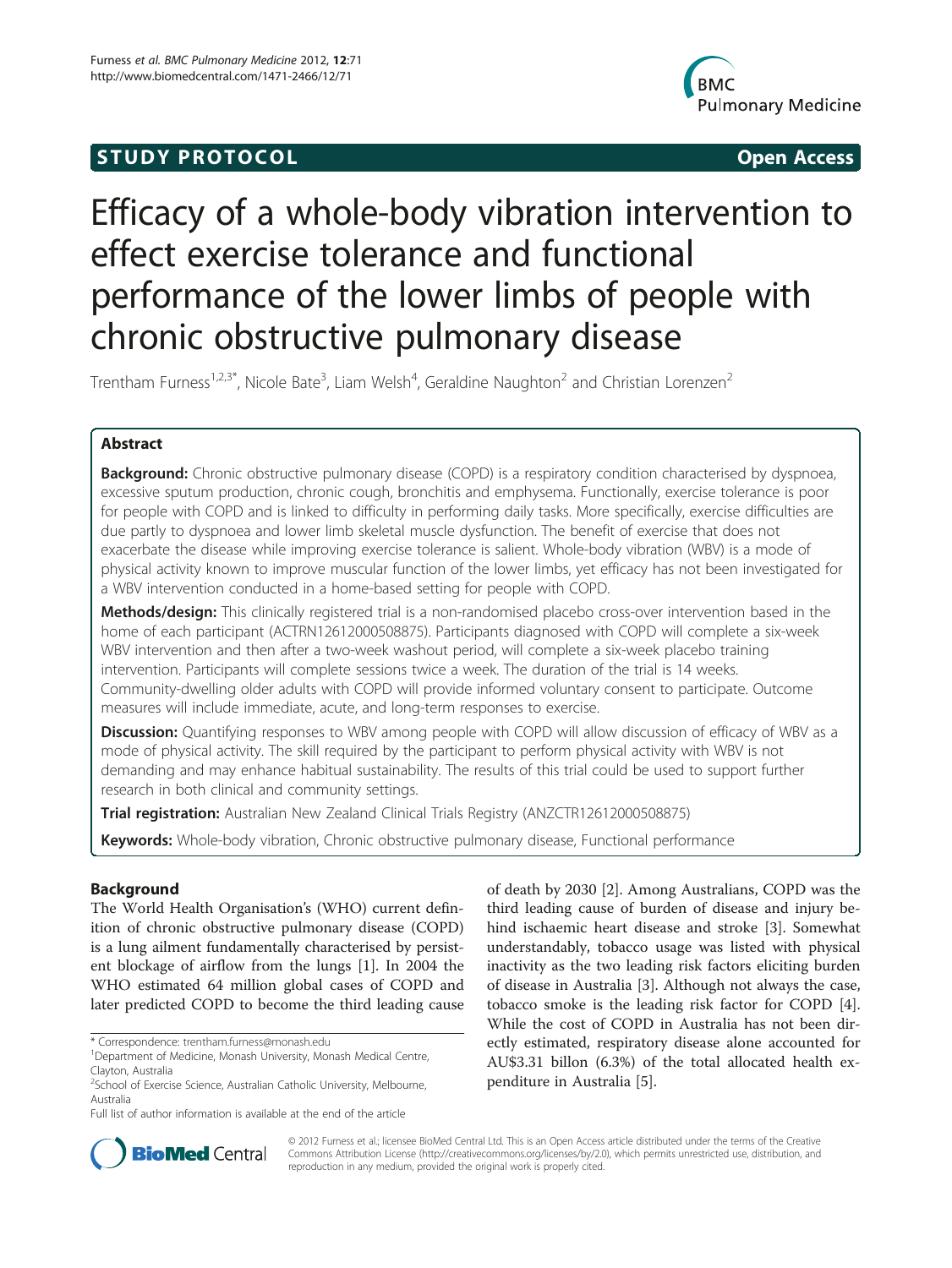STUDY PROTOCOL Open Access

# Efficacy of a whole-body vibration intervention to effect exercise tolerance and functional performance of the lower limbs of people with chronic obstructive pulmonary disease

Trentham Furness[1,2,3*], Nicole Bate[3], Liam Welsh[4], Geraldine Naughton[2] and Christian Lorenzen[2]

## Abstract

**Background:** Chronic obstructive pulmonary disease (COPD) is a respiratory condition characterised by dyspnoea, excessive sputum production, chronic cough, bronchitis and emphysema. Functionally, exercise tolerance is poor for people with COPD and is linked to difficulty in performing daily tasks. More specifically, exercise difficulties are due partly to dyspnoea and lower limb skeletal muscle dysfunction. The benefit of exercise that does not exacerbate the disease while improving exercise tolerance is salient. Whole-body vibration (WBV) is a mode of physical activity known to improve muscular function of the lower limbs, yet efficacy has not been investigated for a WBV intervention conducted in a home-based setting for people with COPD.

**Methods/design:** This clinically registered trial is a non-randomised placebo cross-over intervention based in the home of each participant (ACTRN12612000508875). Participants diagnosed with COPD will complete a six-week WBV intervention and then after a two-week washout period, will complete a six-week placebo training intervention. Participants will complete sessions twice a week. The duration of the trial is 14 weeks. Community-dwelling older adults with COPD will provide informed voluntary consent to participate. Outcome measures will include immediate, acute, and long-term responses to exercise.

**Discussion:** Quantifying responses to WBV among people with COPD will allow discussion of efficacy of WBV as a mode of physical activity. The skill required by the participant to perform physical activity with WBV is not demanding and may enhance habitual sustainability. The results of this trial could be used to support further research in both clinical and community settings.

**Trial registration:** Australian New Zealand Clinical Trials Registry (ANZCTR12612000508875)

**Keywords:** Whole-body vibration, Chronic obstructive pulmonary disease, Functional performance

## Background

The World Health Organisation's (WHO) current definition of chronic obstructive pulmonary disease (COPD) is a lung ailment fundamentally characterised by persistent blockage of airflow from the lungs [1]. In 2004 the WHO estimated 64 million global cases of COPD and later predicted COPD to become the third leading cause of death by 2030 [2]. Among Australians, COPD was the third leading cause of burden of disease and injury behind ischaemic heart disease and stroke [3]. Somewhat understandably, tobacco usage was listed with physical inactivity as the two leading risk factors eliciting burden of disease in Australia [3]. Although not always the case, tobacco smoke is the leading risk factor for COPD [4]. While the cost of COPD in Australia has not been directly estimated, respiratory disease alone accounted for AU$3.31 billon (6.3%) of the total allocated health expenditure in Australia [5].

\* Correspondence: trentham.furness@monash.edu
[1]Department of Medicine, Monash University, Monash Medical Centre, Clayton, Australia
[2]School of Exercise Science, Australian Catholic University, Melbourne, Australia
Full list of author information is available at the end of the article

© 2012 Furness et al.; licensee BioMed Central Ltd. This is an Open Access article distributed under the terms of the Creative Commons Attribution License (http://creativecommons.org/licenses/by/2.0), which permits unrestricted use, distribution, and reproduction in any medium, provided the original work is properly cited.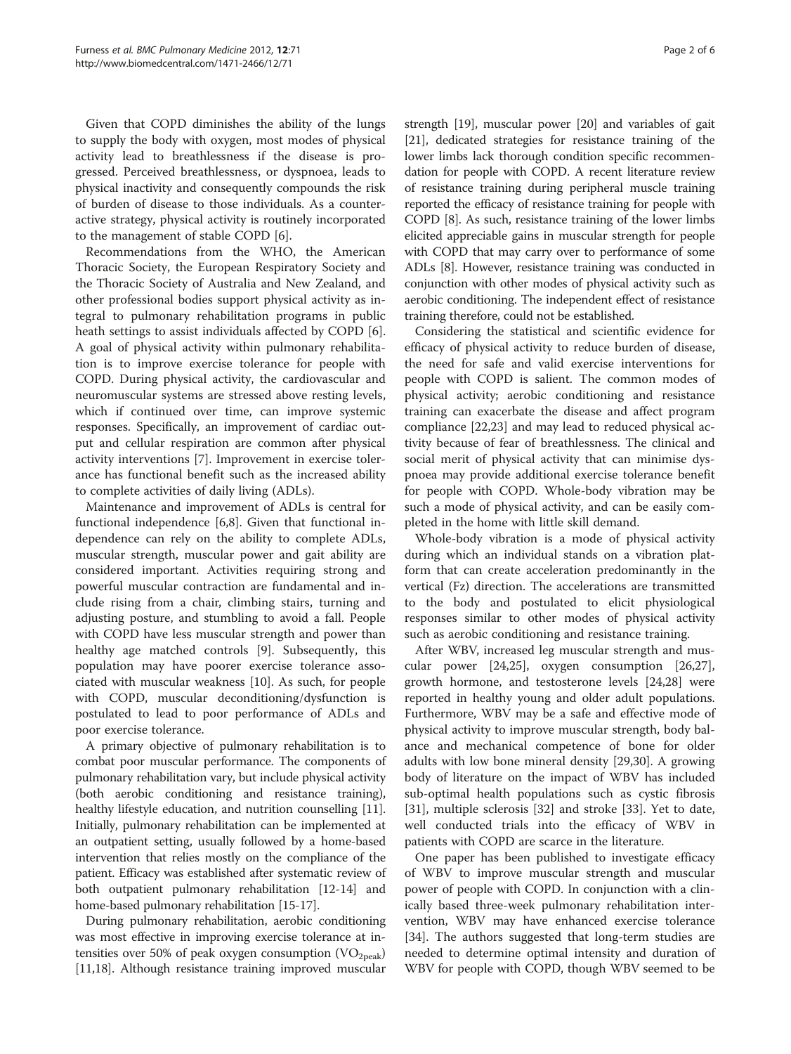Given that COPD diminishes the ability of the lungs to supply the body with oxygen, most modes of physical activity lead to breathlessness if the disease is progressed. Perceived breathlessness, or dyspnoea, leads to physical inactivity and consequently compounds the risk of burden of disease to those individuals. As a counteractive strategy, physical activity is routinely incorporated to the management of stable COPD [6].

Recommendations from the WHO, the American Thoracic Society, the European Respiratory Society and the Thoracic Society of Australia and New Zealand, and other professional bodies support physical activity as integral to pulmonary rehabilitation programs in public heath settings to assist individuals affected by COPD [6]. A goal of physical activity within pulmonary rehabilitation is to improve exercise tolerance for people with COPD. During physical activity, the cardiovascular and neuromuscular systems are stressed above resting levels, which if continued over time, can improve systemic responses. Specifically, an improvement of cardiac output and cellular respiration are common after physical activity interventions [7]. Improvement in exercise tolerance has functional benefit such as the increased ability to complete activities of daily living (ADLs).

Maintenance and improvement of ADLs is central for functional independence [6,8]. Given that functional independence can rely on the ability to complete ADLs, muscular strength, muscular power and gait ability are considered important. Activities requiring strong and powerful muscular contraction are fundamental and include rising from a chair, climbing stairs, turning and adjusting posture, and stumbling to avoid a fall. People with COPD have less muscular strength and power than healthy age matched controls [9]. Subsequently, this population may have poorer exercise tolerance associated with muscular weakness [10]. As such, for people with COPD, muscular deconditioning/dysfunction is postulated to lead to poor performance of ADLs and poor exercise tolerance.

A primary objective of pulmonary rehabilitation is to combat poor muscular performance. The components of pulmonary rehabilitation vary, but include physical activity (both aerobic conditioning and resistance training), healthy lifestyle education, and nutrition counselling [11]. Initially, pulmonary rehabilitation can be implemented at an outpatient setting, usually followed by a home-based intervention that relies mostly on the compliance of the patient. Efficacy was established after systematic review of both outpatient pulmonary rehabilitation [12-14] and home-based pulmonary rehabilitation [15-17].

During pulmonary rehabilitation, aerobic conditioning was most effective in improving exercise tolerance at intensities over 50% of peak oxygen consumption ($VO_{2peak}$) [11,18]. Although resistance training improved muscular strength [19], muscular power [20] and variables of gait [21], dedicated strategies for resistance training of the lower limbs lack thorough condition specific recommendation for people with COPD. A recent literature review of resistance training during peripheral muscle training reported the efficacy of resistance training for people with COPD [8]. As such, resistance training of the lower limbs elicited appreciable gains in muscular strength for people with COPD that may carry over to performance of some ADLs [8]. However, resistance training was conducted in conjunction with other modes of physical activity such as aerobic conditioning. The independent effect of resistance training therefore, could not be established.

Considering the statistical and scientific evidence for efficacy of physical activity to reduce burden of disease, the need for safe and valid exercise interventions for people with COPD is salient. The common modes of physical activity; aerobic conditioning and resistance training can exacerbate the disease and affect program compliance [22,23] and may lead to reduced physical activity because of fear of breathlessness. The clinical and social merit of physical activity that can minimise dyspnoea may provide additional exercise tolerance benefit for people with COPD. Whole-body vibration may be such a mode of physical activity, and can be easily completed in the home with little skill demand.

Whole-body vibration is a mode of physical activity during which an individual stands on a vibration platform that can create acceleration predominantly in the vertical (Fz) direction. The accelerations are transmitted to the body and postulated to elicit physiological responses similar to other modes of physical activity such as aerobic conditioning and resistance training.

After WBV, increased leg muscular strength and muscular power [24,25], oxygen consumption [26,27], growth hormone, and testosterone levels [24,28] were reported in healthy young and older adult populations. Furthermore, WBV may be a safe and effective mode of physical activity to improve muscular strength, body balance and mechanical competence of bone for older adults with low bone mineral density [29,30]. A growing body of literature on the impact of WBV has included sub-optimal health populations such as cystic fibrosis [31], multiple sclerosis [32] and stroke [33]. Yet to date, well conducted trials into the efficacy of WBV in patients with COPD are scarce in the literature.

One paper has been published to investigate efficacy of WBV to improve muscular strength and muscular power of people with COPD. In conjunction with a clinically based three-week pulmonary rehabilitation intervention, WBV may have enhanced exercise tolerance [34]. The authors suggested that long-term studies are needed to determine optimal intensity and duration of WBV for people with COPD, though WBV seemed to be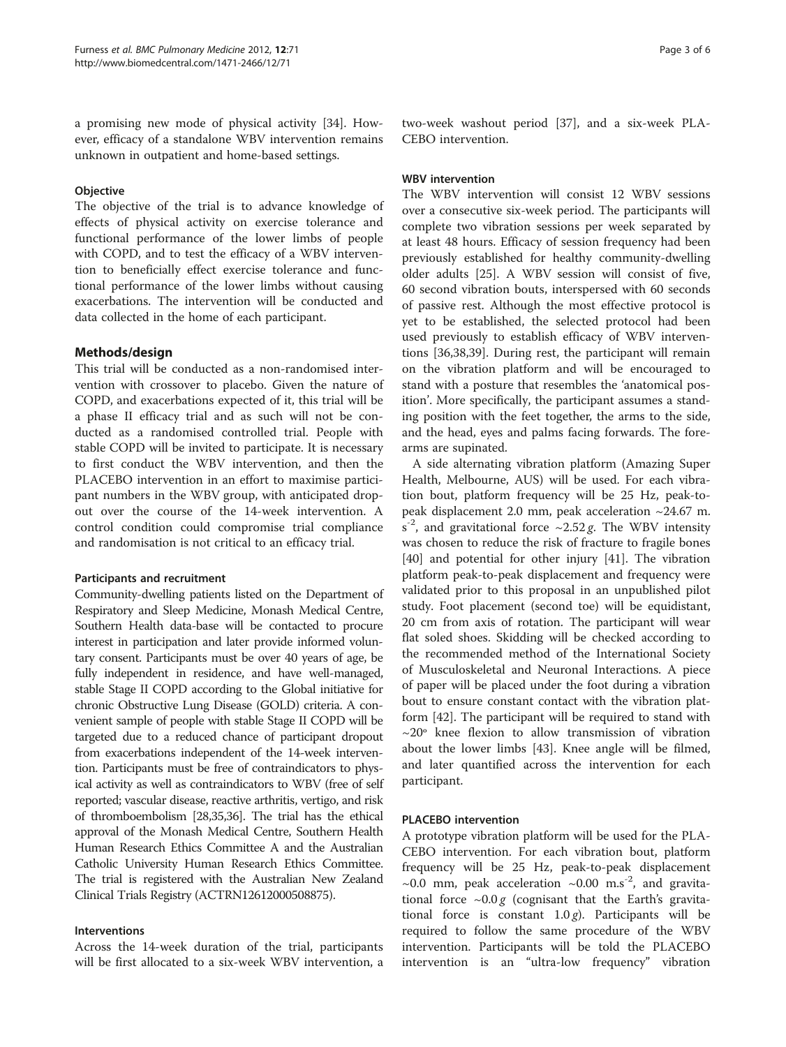a promising new mode of physical activity [34]. However, efficacy of a standalone WBV intervention remains unknown in outpatient and home-based settings.

### Objective

The objective of the trial is to advance knowledge of effects of physical activity on exercise tolerance and functional performance of the lower limbs of people with COPD, and to test the efficacy of a WBV intervention to beneficially effect exercise tolerance and functional performance of the lower limbs without causing exacerbations. The intervention will be conducted and data collected in the home of each participant.

## Methods/design

This trial will be conducted as a non-randomised intervention with crossover to placebo. Given the nature of COPD, and exacerbations expected of it, this trial will be a phase II efficacy trial and as such will not be conducted as a randomised controlled trial. People with stable COPD will be invited to participate. It is necessary to first conduct the WBV intervention, and then the PLACEBO intervention in an effort to maximise participant numbers in the WBV group, with anticipated dropout over the course of the 14-week intervention. A control condition could compromise trial compliance and randomisation is not critical to an efficacy trial.

### Participants and recruitment

Community-dwelling patients listed on the Department of Respiratory and Sleep Medicine, Monash Medical Centre, Southern Health data-base will be contacted to procure interest in participation and later provide informed voluntary consent. Participants must be over 40 years of age, be fully independent in residence, and have well-managed, stable Stage II COPD according to the Global initiative for chronic Obstructive Lung Disease (GOLD) criteria. A convenient sample of people with stable Stage II COPD will be targeted due to a reduced chance of participant dropout from exacerbations independent of the 14-week intervention. Participants must be free of contraindicators to physical activity as well as contraindicators to WBV (free of self reported; vascular disease, reactive arthritis, vertigo, and risk of thromboembolism [28,35,36]. The trial has the ethical approval of the Monash Medical Centre, Southern Health Human Research Ethics Committee A and the Australian Catholic University Human Research Ethics Committee. The trial is registered with the Australian New Zealand Clinical Trials Registry (ACTRN12612000508875).

### Interventions

Across the 14-week duration of the trial, participants will be first allocated to a six-week WBV intervention, a two-week washout period [37], and a six-week PLACEBO intervention.

### WBV intervention

The WBV intervention will consist 12 WBV sessions over a consecutive six-week period. The participants will complete two vibration sessions per week separated by at least 48 hours. Efficacy of session frequency had been previously established for healthy community-dwelling older adults [25]. A WBV session will consist of five, 60 second vibration bouts, interspersed with 60 seconds of passive rest. Although the most effective protocol is yet to be established, the selected protocol had been used previously to establish efficacy of WBV interventions [36,38,39]. During rest, the participant will remain on the vibration platform and will be encouraged to stand with a posture that resembles the 'anatomical position'. More specifically, the participant assumes a standing position with the feet together, the arms to the side, and the head, eyes and palms facing forwards. The forearms are supinated.

A side alternating vibration platform (Amazing Super Health, Melbourne, AUS) will be used. For each vibration bout, platform frequency will be 25 Hz, peak-to-peak displacement 2.0 mm, peak acceleration ~24.67 $m.s^{-2}$, and gravitational force ~2.52 *g*. The WBV intensity was chosen to reduce the risk of fracture to fragile bones [40] and potential for other injury [41]. The vibration platform peak-to-peak displacement and frequency were validated prior to this proposal in an unpublished pilot study. Foot placement (second toe) will be equidistant, 20 cm from axis of rotation. The participant will wear flat soled shoes. Skidding will be checked according to the recommended method of the International Society of Musculoskeletal and Neuronal Interactions. A piece of paper will be placed under the foot during a vibration bout to ensure constant contact with the vibration platform [42]. The participant will be required to stand with ~20° knee flexion to allow transmission of vibration about the lower limbs [43]. Knee angle will be filmed, and later quantified across the intervention for each participant.

### PLACEBO intervention

A prototype vibration platform will be used for the PLACEBO intervention. For each vibration bout, platform frequency will be 25 Hz, peak-to-peak displacement ~0.0 mm, peak acceleration ~0.00 $m.s^{-2}$, and gravitational force ~0.0 *g* (cognisant that the Earth's gravitational force is constant 1.0 *g*). Participants will be required to follow the same procedure of the WBV intervention. Participants will be told the PLACEBO intervention is an "ultra-low frequency" vibration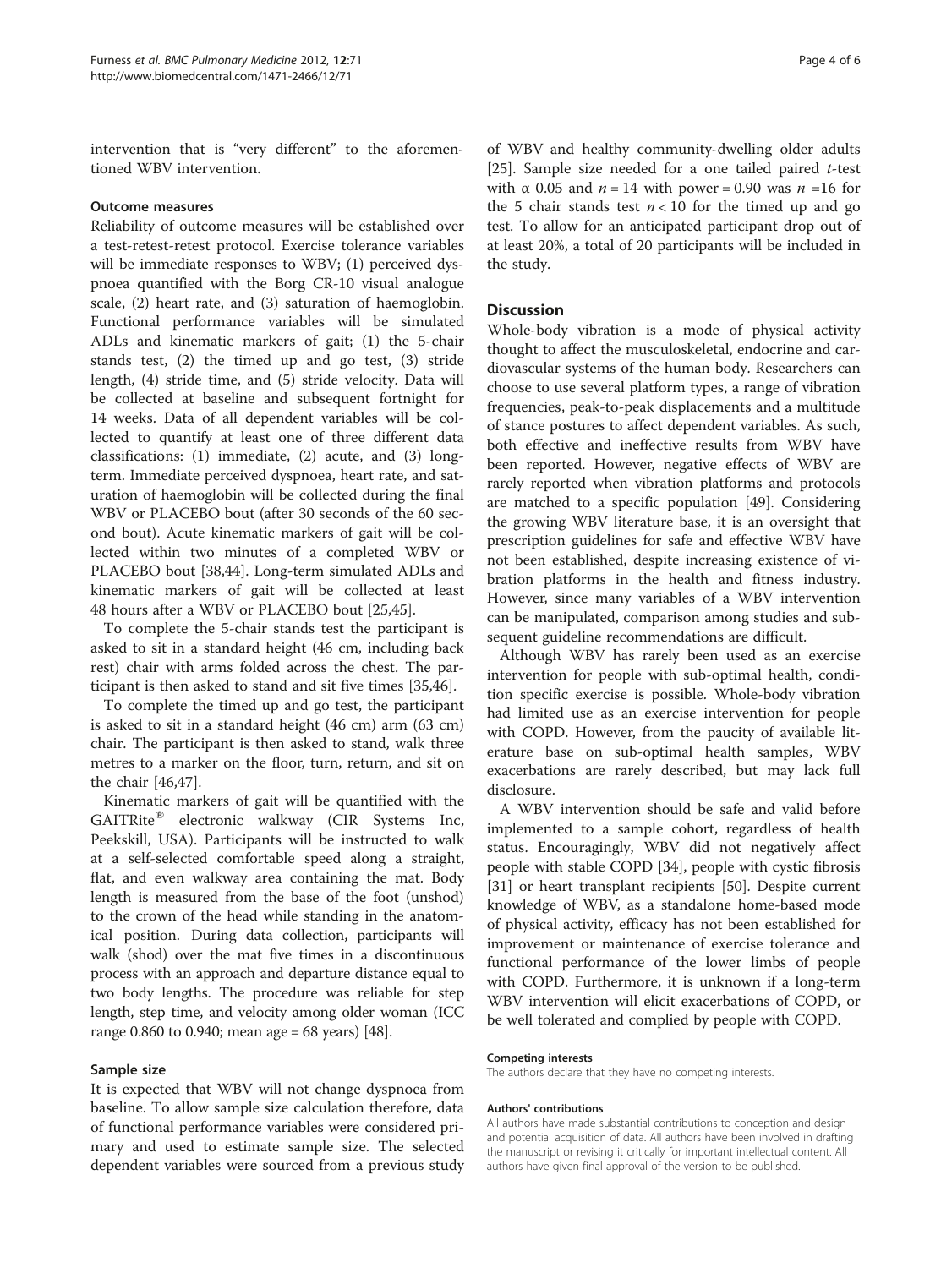intervention that is "very different" to the aforementioned WBV intervention.

### Outcome measures

Reliability of outcome measures will be established over a test-retest-retest protocol. Exercise tolerance variables will be immediate responses to WBV; (1) perceived dyspnoea quantified with the Borg CR-10 visual analogue scale, (2) heart rate, and (3) saturation of haemoglobin. Functional performance variables will be simulated ADLs and kinematic markers of gait; (1) the 5-chair stands test, (2) the timed up and go test, (3) stride length, (4) stride time, and (5) stride velocity. Data will be collected at baseline and subsequent fortnight for 14 weeks. Data of all dependent variables will be collected to quantify at least one of three different data classifications: (1) immediate, (2) acute, and (3) long-term. Immediate perceived dyspnoea, heart rate, and saturation of haemoglobin will be collected during the final WBV or PLACEBO bout (after 30 seconds of the 60 second bout). Acute kinematic markers of gait will be collected within two minutes of a completed WBV or PLACEBO bout [38,44]. Long-term simulated ADLs and kinematic markers of gait will be collected at least 48 hours after a WBV or PLACEBO bout [25,45].

To complete the 5-chair stands test the participant is asked to sit in a standard height (46 cm, including back rest) chair with arms folded across the chest. The participant is then asked to stand and sit five times [35,46].

To complete the timed up and go test, the participant is asked to sit in a standard height (46 cm) arm (63 cm) chair. The participant is then asked to stand, walk three metres to a marker on the floor, turn, return, and sit on the chair [46,47].

Kinematic markers of gait will be quantified with the GAITRite® electronic walkway (CIR Systems Inc, Peekskill, USA). Participants will be instructed to walk at a self-selected comfortable speed along a straight, flat, and even walkway area containing the mat. Body length is measured from the base of the foot (unshod) to the crown of the head while standing in the anatomical position. During data collection, participants will walk (shod) over the mat five times in a discontinuous process with an approach and departure distance equal to two body lengths. The procedure was reliable for step length, step time, and velocity among older woman (ICC range 0.860 to 0.940; mean age = 68 years) [48].

### Sample size

It is expected that WBV will not change dyspnoea from baseline. To allow sample size calculation therefore, data of functional performance variables were considered primary and used to estimate sample size. The selected dependent variables were sourced from a previous study of WBV and healthy community-dwelling older adults [25]. Sample size needed for a one tailed paired *t*-test with $\alpha$ 0.05 and $n = 14$ with power = 0.90 was $n = 16$ for the 5 chair stands test $n < 10$ for the timed up and go test. To allow for an anticipated participant drop out of at least 20%, a total of 20 participants will be included in the study.

## Discussion

Whole-body vibration is a mode of physical activity thought to affect the musculoskeletal, endocrine and cardiovascular systems of the human body. Researchers can choose to use several platform types, a range of vibration frequencies, peak-to-peak displacements and a multitude of stance postures to affect dependent variables. As such, both effective and ineffective results from WBV have been reported. However, negative effects of WBV are rarely reported when vibration platforms and protocols are matched to a specific population [49]. Considering the growing WBV literature base, it is an oversight that prescription guidelines for safe and effective WBV have not been established, despite increasing existence of vibration platforms in the health and fitness industry. However, since many variables of a WBV intervention can be manipulated, comparison among studies and subsequent guideline recommendations are difficult.

Although WBV has rarely been used as an exercise intervention for people with sub-optimal health, condition specific exercise is possible. Whole-body vibration had limited use as an exercise intervention for people with COPD. However, from the paucity of available literature base on sub-optimal health samples, WBV exacerbations are rarely described, but may lack full disclosure.

A WBV intervention should be safe and valid before implemented to a sample cohort, regardless of health status. Encouragingly, WBV did not negatively affect people with stable COPD [34], people with cystic fibrosis [31] or heart transplant recipients [50]. Despite current knowledge of WBV, as a standalone home-based mode of physical activity, efficacy has not been established for improvement or maintenance of exercise tolerance and functional performance of the lower limbs of people with COPD. Furthermore, it is unknown if a long-term WBV intervention will elicit exacerbations of COPD, or be well tolerated and complied by people with COPD.

#### Competing interests

The authors declare that they have no competing interests.

#### Authors' contributions

All authors have made substantial contributions to conception and design and potential acquisition of data. All authors have been involved in drafting the manuscript or revising it critically for important intellectual content. All authors have given final approval of the version to be published.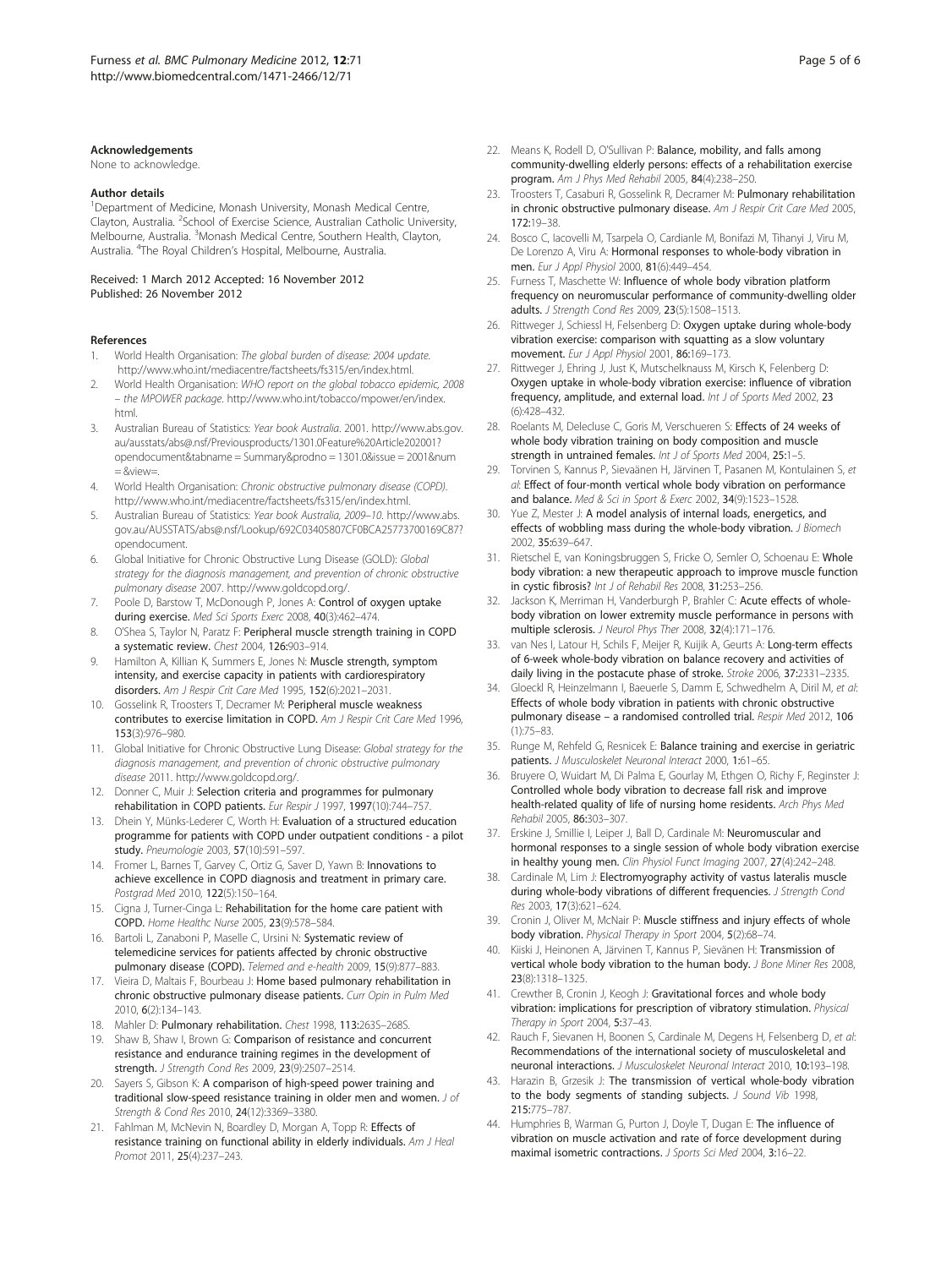**Acknowledgements**

None to acknowledge.

**Author details**

[1]Department of Medicine, Monash University, Monash Medical Centre, Clayton, Australia. [2]School of Exercise Science, Australian Catholic University, Melbourne, Australia. [3]Monash Medical Centre, Southern Health, Clayton, Australia. [4]The Royal Children's Hospital, Melbourne, Australia.

Received: 1 March 2012 Accepted: 16 November 2012
Published: 26 November 2012

**References**

1. World Health Organisation: *The global burden of disease: 2004 update*. http://www.who.int/mediacentre/factsheets/fs315/en/index.html.
2. World Health Organisation: *WHO report on the global tobacco epidemic, 2008 – the MPOWER package*. http://www.who.int/tobacco/mpower/en/index.html.
3. Australian Bureau of Statistics: *Year book Australia*. 2001. http://www.abs.gov.au/ausstats/abs@.nsf/Previousproducts/1301.0Feature%20Article202001?opendocument&tabname = Summary&prodno = 1301.0&issue = 2001&num = &view=.
4. World Health Organisation: *Chronic obstructive pulmonary disease (COPD)*. http://www.who.int/mediacentre/factsheets/fs315/en/index.html.
5. Australian Bureau of Statistics: *Year book Australia, 2009–10*. http://www.abs.gov.au/AUSSTATS/abs@.nsf/Lookup/692C03405807CF0BCA25773700169C87?opendocument.
6. Global Initiative for Chronic Obstructive Lung Disease (GOLD): *Global strategy for the diagnosis management, and prevention of chronic obstructive pulmonary disease* 2007. http://www.goldcopd.org/.
7. Poole D, Barstow T, McDonough P, Jones A: **Control of oxygen uptake during exercise.** *Med Sci Sports Exerc* 2008, **40**(3):462–474.
8. O'Shea S, Taylor N, Paratz F: **Peripheral muscle strength training in COPD a systematic review.** *Chest* 2004, **126:**903–914.
9. Hamilton A, Killian K, Summers E, Jones N: **Muscle strength, symptom intensity, and exercise capacity in patients with cardiorespiratory disorders.** *Am J Respir Crit Care Med* 1995, **152**(6):2021–2031.
10. Gosselink R, Troosters T, Decramer M: **Peripheral muscle weakness contributes to exercise limitation in COPD.** *Am J Respir Crit Care Med* 1996, **153**(3):976–980.
11. Global Initiative for Chronic Obstructive Lung Disease: *Global strategy for the diagnosis management, and prevention of chronic obstructive pulmonary disease* 2011. http://www.goldcopd.org/.
12. Donner C, Muir J: **Selection criteria and programmes for pulmonary rehabilitation in COPD patients.** *Eur Respir J* 1997, **1997**(10):744–757.
13. Dhein Y, Münks-Lederer C, Worth H: **Evaluation of a structured education programme for patients with COPD under outpatient conditions - a pilot study.** *Pneumologie* 2003, **57**(10):591–597.
14. Fromer L, Barnes T, Garvey C, Ortiz G, Saver D, Yawn B: **Innovations to achieve excellence in COPD diagnosis and treatment in primary care.** *Postgrad Med* 2010, **122**(5):150–164.
15. Cigna J, Turner-Cinga L: **Rehabilitation for the home care patient with COPD.** *Home Healthc Nurse* 2005, **23**(9):578–584.
16. Bartoli L, Zanaboni P, Maselle C, Ursini N: **Systematic review of telemedicine services for patients affected by chronic obstructive pulmonary disease (COPD).** *Telemed and e-health* 2009, **15**(9):877–883.
17. Vieira D, Maltais F, Bourbeau J: **Home based pulmonary rehabilitation in chronic obstructive pulmonary disease patients.** *Curr Opin in Pulm Med* 2010, **6**(2):134–143.
18. Mahler D: **Pulmonary rehabilitation.** *Chest* 1998, **113:**263S–268S.
19. Shaw B, Shaw I, Brown G: **Comparison of resistance and concurrent resistance and endurance training regimes in the development of strength.** *J Strength Cond Res* 2009, **23**(9):2507–2514.
20. Sayers S, Gibson K: **A comparison of high-speed power training and traditional slow-speed resistance training in older men and women.** *J of Strength & Cond Res* 2010, **24**(12):3369–3380.
21. Fahlman M, McNevin N, Boardley D, Morgan A, Topp R: **Effects of resistance training on functional ability in elderly individuals.** *Am J Heal Promot* 2011, **25**(4):237–243.
22. Means K, Rodell D, O'Sullivan P: **Balance, mobility, and falls among community-dwelling elderly persons: effects of a rehabilitation exercise program.** *Am J Phys Med Rehabil* 2005, **84**(4):238–250.
23. Troosters T, Casaburi R, Gosselink R, Decramer M: **Pulmonary rehabilitation in chronic obstructive pulmonary disease.** *Am J Respir Crit Care Med* 2005, **172:**19–38.
24. Bosco C, Iacovelli M, Tsarpela O, Cardianle M, Bonifazi M, Tihanyi J, Viru M, De Lorenzo A, Viru A: **Hormonal responses to whole-body vibration in men.** *Eur J Appl Physiol* 2000, **81**(6):449–454.
25. Furness T, Maschette W: **Influence of whole body vibration platform frequency on neuromuscular performance of community-dwelling older adults.** *J Strength Cond Res* 2009, **23**(5):1508–1513.
26. Rittweger J, Schiessl H, Felsenberg D: **Oxygen uptake during whole-body vibration exercise: comparison with squatting as a slow voluntary movement.** *Eur J Appl Physiol* 2001, **86:**169–173.
27. Rittweger J, Ehring J, Just K, Mutschelknauss M, Kirsch K, Felenberg D: **Oxygen uptake in whole-body vibration exercise: influence of vibration frequency, amplitude, and external load.** *Int J of Sports Med* 2002, **23** (6):428–432.
28. Roelants M, Delecluse C, Goris M, Verschueren S: **Effects of 24 weeks of whole body vibration training on body composition and muscle strength in untrained females.** *Int J of Sports Med* 2004, **25:**1–5.
29. Torvinen S, Kannus P, Sievaänen H, Järvinen T, Pasanen M, Kontulainen S, *et al*: **Effect of four-month vertical whole body vibration on performance and balance.** *Med & Sci in Sport & Exerc* 2002, **34**(9):1523–1528.
30. Yue Z, Mester J: **A model analysis of internal loads, energetics, and effects of wobbling mass during the whole-body vibration.** *J Biomech* 2002, **35:**639–647.
31. Rietschel E, van Koningsbruggen S, Fricke O, Semler O, Schoenau E: **Whole body vibration: a new therapeutic approach to improve muscle function in cystic fibrosis?** *Int J of Rehabil Res* 2008, **31:**253–256.
32. Jackson K, Merriman H, Vanderburgh P, Brahler C: **Acute effects of whole-body vibration on lower extremity muscle performance in persons with multiple sclerosis.** *J Neurol Phys Ther* 2008, **32**(4):171–176.
33. van Nes I, Latour H, Schils F, Meijer R, Kuijik A, Geurts A: **Long-term effects of 6-week whole-body vibration on balance recovery and activities of daily living in the postacute phase of stroke.** *Stroke* 2006, **37:**2331–2335.
34. Gloeckl R, Heinzelmann I, Baeuerle S, Damm E, Schwedhelm A, Diril M, *et al*: **Effects of whole body vibration in patients with chronic obstructive pulmonary disease – a randomised controlled trial.** *Respir Med* 2012, **106** (1):75–83.
35. Runge M, Rehfeld G, Resnicek E: **Balance training and exercise in geriatric patients.** *J Musculoskelet Neuronal Interact* 2000, **1:**61–65.
36. Bruyere O, Wuidart M, Di Palma E, Gourlay M, Ethgen O, Richy F, Reginster J: **Controlled whole body vibration to decrease fall risk and improve health-related quality of life of nursing home residents.** *Arch Phys Med Rehabil* 2005, **86:**303–307.
37. Erskine J, Smillie I, Leiper J, Ball D, Cardinale M: **Neuromuscular and hormonal responses to a single session of whole body vibration exercise in healthy young men.** *Clin Physiol Funct Imaging* 2007, **27**(4):242–248.
38. Cardinale M, Lim J: **Electromyography activity of vastus lateralis muscle during whole-body vibrations of different frequencies.** *J Strength Cond Res* 2003, **17**(3):621–624.
39. Cronin J, Oliver M, McNair P: **Muscle stiffness and injury effects of whole body vibration.** *Physical Therapy in Sport* 2004, **5**(2):68–74.
40. Kiiski J, Heinonen A, Järvinen T, Kannus P, Sievänen H: **Transmission of vertical whole body vibration to the human body.** *J Bone Miner Res* 2008, **23**(8):1318–1325.
41. Crewther B, Cronin J, Keogh J: **Gravitational forces and whole body vibration: implications for prescription of vibratory stimulation.** *Physical Therapy in Sport* 2004, **5:**37–43.
42. Rauch F, Sievanen H, Boonen S, Cardinale M, Degens H, Felsenberg D, *et al*: **Recommendations of the international society of musculoskeletal and neuronal interactions.** *J Musculoskelet Neuronal Interact* 2010, **10:**193–198.
43. Harazin B, Grzesik J: **The transmission of vertical whole-body vibration to the body segments of standing subjects.** *J Sound Vib* 1998, **215:**775–787.
44. Humphries B, Warman G, Purton J, Doyle T, Dugan E: **The influence of vibration on muscle activation and rate of force development during maximal isometric contractions.** *J Sports Sci Med* 2004, **3:**16–22.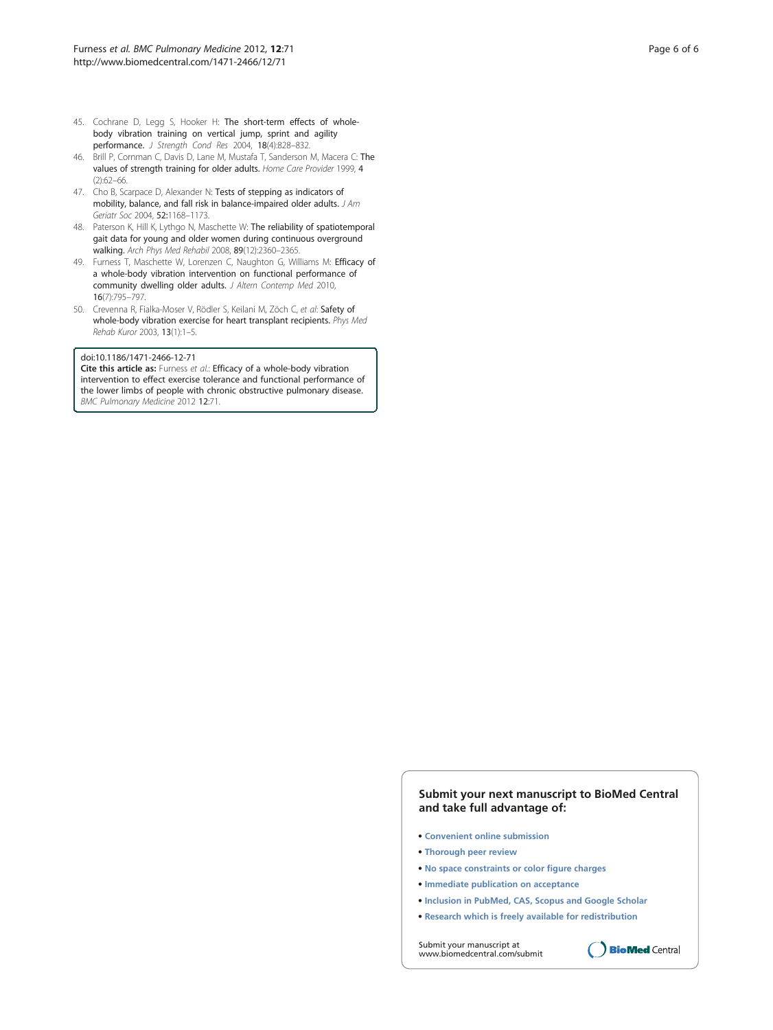45. Cochrane D, Legg S, Hooker H: **The short-term effects of whole-body vibration training on vertical jump, sprint and agility performance.** *J Strength Cond Res* 2004, **18**(4):828–832.
46. Brill P, Cornman C, Davis D, Lane M, Mustafa T, Sanderson M, Macera C: **The values of strength training for older adults.** *Home Care Provider* 1999, **4** (2):62–66.
47. Cho B, Scarpace D, Alexander N: **Tests of stepping as indicators of mobility, balance, and fall risk in balance-impaired older adults.** *J Am Geriatr Soc* 2004, **52**:1168–1173.
48. Paterson K, Hill K, Lythgo N, Maschette W: **The reliability of spatiotemporal gait data for young and older women during continuous overground walking.** *Arch Phys Med Rehabil* 2008, **89**(12):2360–2365.
49. Furness T, Maschette W, Lorenzen C, Naughton G, Williams M: **Efficacy of a whole-body vibration intervention on functional performance of community dwelling older adults.** *J Altern Contemp Med* 2010, **16**(7):795–797.
50. Crevenna R, Fialka-Moser V, Rödler S, Keilani M, Zöch C, *et al*: **Safety of whole-body vibration exercise for heart transplant recipients.** *Phys Med Rehab Kuror* 2003, **13**(1):1–5.

doi:10.1186/1471-2466-12-71
**Cite this article as:** Furness *et al.*: Efficacy of a whole-body vibration intervention to effect exercise tolerance and functional performance of the lower limbs of people with chronic obstructive pulmonary disease. *BMC Pulmonary Medicine* 2012 **12**:71.

**Submit your next manuscript to BioMed Central and take full advantage of:**

- **Convenient online submission**
- **Thorough peer review**
- **No space constraints or color figure charges**
- **Immediate publication on acceptance**
- **Inclusion in PubMed, CAS, Scopus and Google Scholar**
- **Research which is freely available for redistribution**

Submit your manuscript at
www.biomedcentral.com/submit

BioMed Central